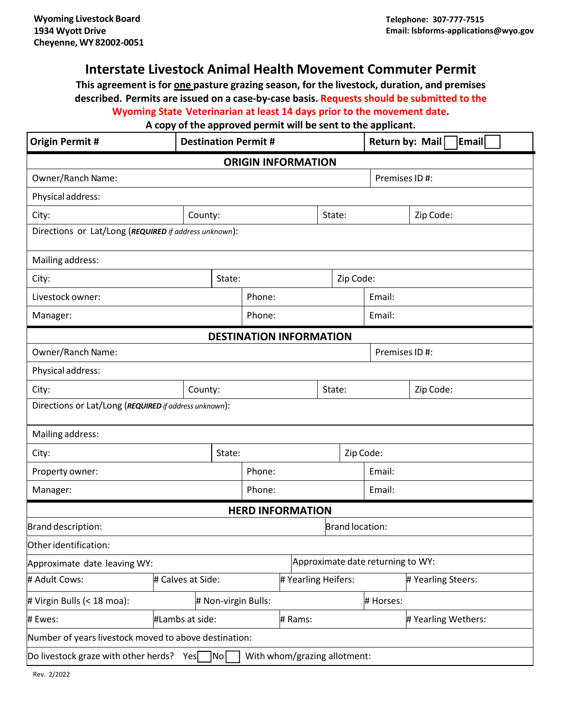**Wyoming Livestock Board**
**1934 Wyott Drive**
**Cheyenne, WY 82002-0051**

**Telephone: 307-777-7515**
**Email: lsbforms-applications@wyo.gov**

# Interstate Livestock Animal Health Movement Commuter Permit

**This agreement is for one pasture grazing season, for the livestock, duration, and premises described. Permits are issued on a case-by-case basis. Requests should be submitted to the Wyoming State Veterinarian at least 14 days prior to the movement date.**

**A copy of the approved permit will be sent to the applicant.**

| **Origin Permit #** | **Destination Permit #** | **Return by: Mail ☐ Email ☐** |
|---|---|---|

## ORIGIN INFORMATION

| | | | |
|---|---|---|---|
| Owner/Ranch Name: | | | Premises ID #: |
| Physical address: | | | |
| City: | County: | State: | Zip Code: |
| Directions or Lat/Long (***REQUIRED*** *if address unknown*): | | | |
| Mailing address: | | | |
| City: | State: | Zip Code: | |
| Livestock owner: | Phone: | Email: | |
| Manager: | Phone: | Email: | |

## DESTINATION INFORMATION

| | | | |
|---|---|---|---|
| Owner/Ranch Name: | | | Premises ID #: |
| Physical address: | | | |
| City: | County: | State: | Zip Code: |
| Directions or Lat/Long (***REQUIRED*** *if address unknown*): | | | |
| Mailing address: | | | |
| City: | State: | Zip Code: | |
| Property owner: | Phone: | Email: | |
| Manager: | Phone: | Email: | |

## HERD INFORMATION

| | | | |
|---|---|---|---|
| Brand description: | | Brand location: | |
| Other identification: | | | |
| Approximate date leaving WY: | | Approximate date returning to WY: | |
| # Adult Cows: | # Calves at Side: | # Yearling Heifers: | # Yearling Steers: |
| # Virgin Bulls (< 18 moa): | # Non-virgin Bulls: | # Horses: | |
| # Ewes: | #Lambs at side: | # Rams: | # Yearling Wethers: |
| Number of years livestock moved to above destination: | | | |
| Do livestock graze with other herds? Yes ☐ No ☐ | With whom/grazing allotment: | | |

Rev. 2/2022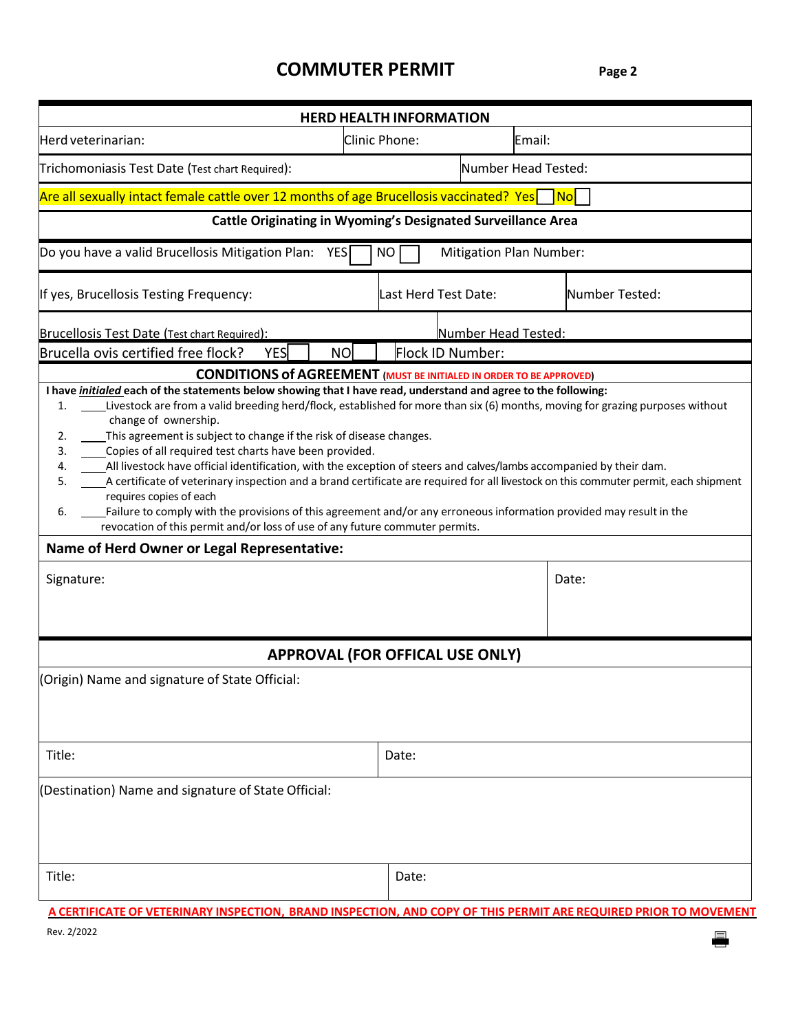# COMMUTER PERMIT

**Page 2**

## HERD HEALTH INFORMATION

| | | |
|---|---|---|
| Herd veterinarian: | Clinic Phone: | Email: |
| Trichomoniasis Test Date (Test chart Required): | Number Head Tested: | |

Are all sexually intact female cattle over 12 months of age Brucellosis vaccinated? Yes ☐ No ☐

### Cattle Originating in Wyoming's Designated Surveillance Area

Do you have a valid Brucellosis Mitigation Plan: YES ☐ NO ☐ Mitigation Plan Number:

| | | |
|---|---|---|
| If yes, Brucellosis Testing Frequency: | Last Herd Test Date: | Number Tested: |
| Brucellosis Test Date (Test chart Required): | Number Head Tested: | |

Brucella ovis certified free flock? YES ☐ NO ☐ Flock ID Number:

### CONDITIONS of AGREEMENT (MUST BE INITIALED IN ORDER TO BE APPROVED)

**I have _initialed_ each of the statements below showing that I have read, understand and agree to the following:**

1. ____Livestock are from a valid breeding herd/flock, established for more than six (6) months, moving for grazing purposes without change of ownership.
2. ____This agreement is subject to change if the risk of disease changes.
3. ____Copies of all required test charts have been provided.
4. ____All livestock have official identification, with the exception of steers and calves/lambs accompanied by their dam.
5. ____A certificate of veterinary inspection and a brand certificate are required for all livestock on this commuter permit, each shipment requires copies of each
6. ____Failure to comply with the provisions of this agreement and/or any erroneous information provided may result in the revocation of this permit and/or loss of use of any future commuter permits.

**Name of Herd Owner or Legal Representative:**

| | |
|---|---|
| Signature: | Date: |

### APPROVAL (FOR OFFICAL USE ONLY)

(Origin) Name and signature of State Official:

| | |
|---|---|
| Title: | Date: |

(Destination) Name and signature of State Official:

| | |
|---|---|
| Title: | Date: |

A CERTIFICATE OF VETERINARY INSPECTION, BRAND INSPECTION, AND COPY OF THIS PERMIT ARE REQUIRED PRIOR TO MOVEMENT

Rev. 2/2022